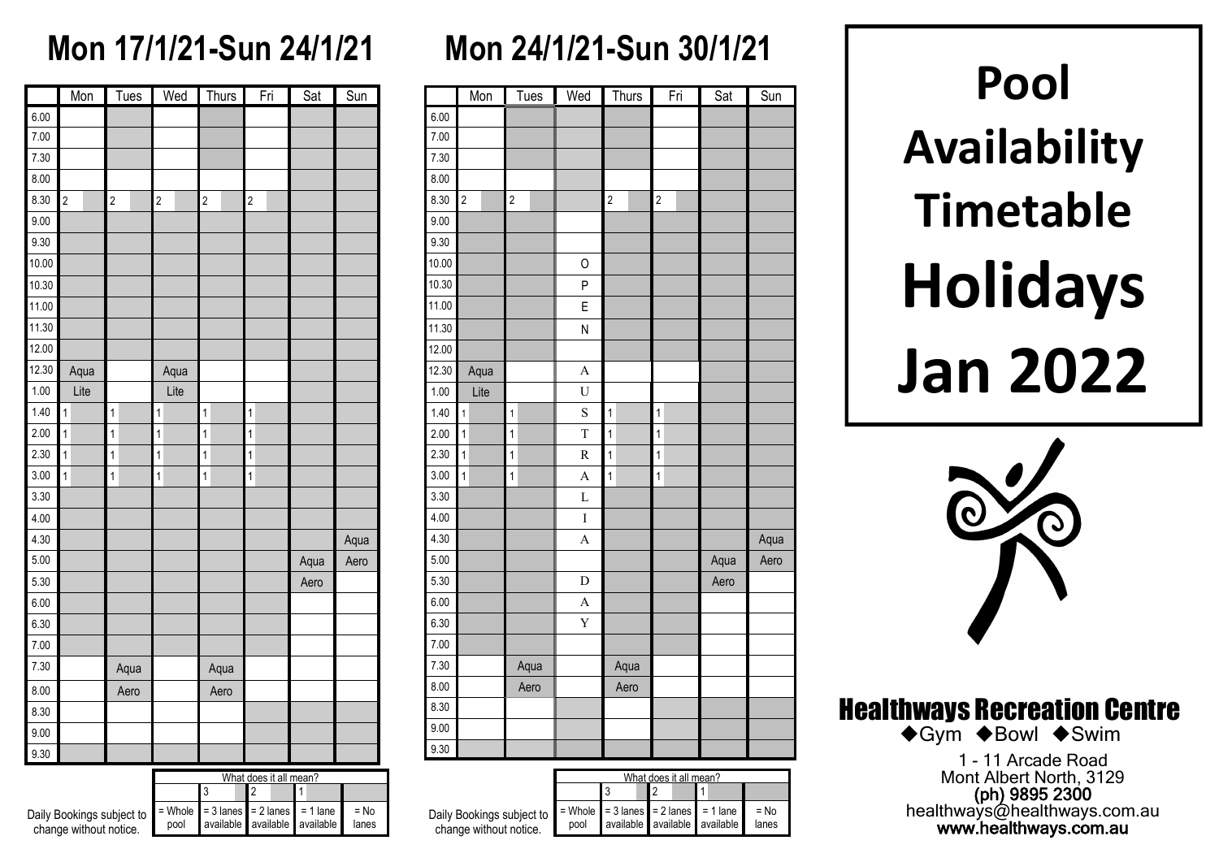## Mon 17/1/21-Sun 24/1/21

| | Mon | Tues | Wed | Thurs | Fri | Sat | Sun |
|---|---|---|---|---|---|---|---|
| 6.00 | | | | | | | |
| 7.00 | | | | | | | |
| 7.30 | | | | | | | |
| 8.00 | | | | | | | |
| 8.30 | 2 | 2 | 2 | 2 | 2 | | |
| 9.00 | | | | | | | |
| 9.30 | | | | | | | |
| 10.00 | | | | | | | |
| 10.30 | | | | | | | |
| 11.00 | | | | | | | |
| 11.30 | | | | | | | |
| 12.00 | | | | | | | |
| 12.30 | Aqua | | Aqua | | | | |
| 1.00 | Lite | | Lite | | | | |
| 1.40 | 1 | 1 | 1 | 1 | 1 | | |
| 2.00 | 1 | 1 | 1 | 1 | 1 | | |
| 2.30 | 1 | 1 | 1 | 1 | 1 | | |
| 3.00 | 1 | 1 | 1 | 1 | 1 | | |
| 3.30 | | | | | | | |
| 4.00 | | | | | | | |
| 4.30 | | | | | | | Aqua |
| 5.00 | | | | | | Aqua | Aero |
| 5.30 | | | | | | Aero | |
| 6.00 | | | | | | | |
| 6.30 | | | | | | | |
| 7.00 | | | | | | | |
| 7.30 | | Aqua | | Aqua | | | |
| 8.00 | | Aero | | Aero | | | |
| 8.30 | | | | | | | |
| 9.00 | | | | | | | |
| 9.30 | | | | | | | |

Daily Bookings subject to change without notice.

| What does it all mean? | | | | |
|---|---|---|---|---|
| | 3 | 2 | 1 | |
| = Whole pool | = 3 lanes available | = 2 lanes available | = 1 lane available | = No lanes |

## Mon 24/1/21-Sun 30/1/21

| | Mon | Tues | Wed | Thurs | Fri | Sat | Sun |
|---|---|---|---|---|---|---|---|
| 6.00 | | | | | | | |
| 7.00 | | | | | | | |
| 7.30 | | | | | | | |
| 8.00 | | | | | | | |
| 8.30 | 2 | 2 | | 2 | 2 | | |
| 9.00 | | | | | | | |
| 9.30 | | | | | | | |
| 10.00 | | | O | | | | |
| 10.30 | | | P | | | | |
| 11.00 | | | E | | | | |
| 11.30 | | | N | | | | |
| 12.00 | | | | | | | |
| 12.30 | Aqua | | A | | | | |
| 1.00 | Lite | | U | | | | |
| 1.40 | 1 | 1 | S | 1 | 1 | | |
| 2.00 | 1 | 1 | T | 1 | 1 | | |
| 2.30 | 1 | 1 | R | 1 | 1 | | |
| 3.00 | 1 | 1 | A | 1 | 1 | | |
| 3.30 | | | L | | | | |
| 4.00 | | | I | | | | |
| 4.30 | | | A | | | | Aqua |
| 5.00 | | | | | | Aqua | Aero |
| 5.30 | | | D | | | Aero | |
| 6.00 | | | A | | | | |
| 6.30 | | | Y | | | | |
| 7.00 | | | | | | | |
| 7.30 | | Aqua | | Aqua | | | |
| 8.00 | | Aero | | Aero | | | |
| 8.30 | | | | | | | |
| 9.00 | | | | | | | |
| 9.30 | | | | | | | |

Daily Bookings subject to change without notice.

| What does it all mean? | | | | |
|---|---|---|---|---|
| | 3 | 2 | 1 | |
| = Whole pool | = 3 lanes available | = 2 lanes available | = 1 lane available | = No lanes |

# Pool Availability Timetable Holidays Jan 2022

## Healthways Recreation Centre

◆Gym ◆Bowl ◆Swim

1 - 11 Arcade Road
Mont Albert North, 3129
**(ph) 9895 2300**
healthways@healthways.com.au
**www.healthways.com.au**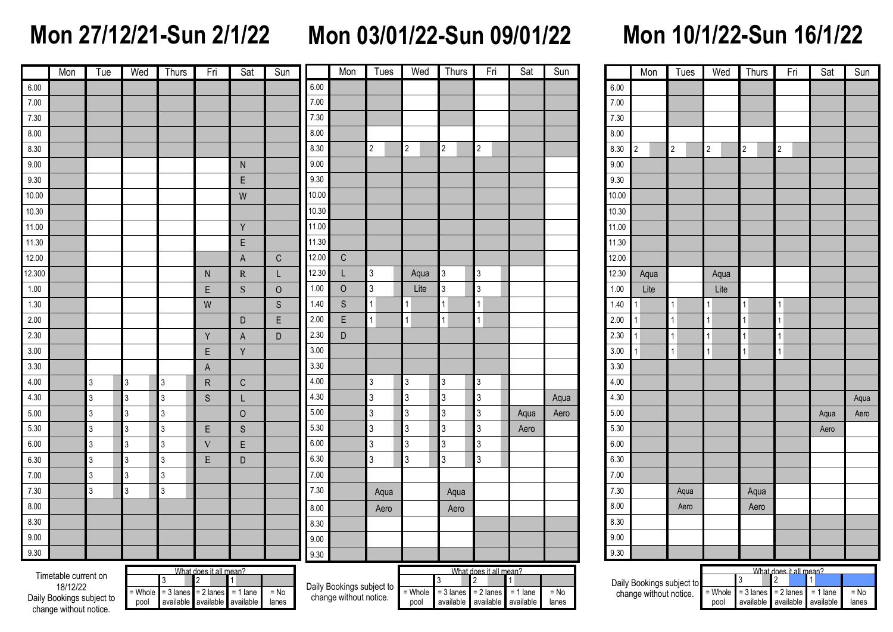# Mon 27/12/21-Sun 2/1/22

| | Mon | Tue | Wed | Thurs | Fri | Sat | Sun |
|---|---|---|---|---|---|---|---|
| 6.00 | | | | | | | |
| 7.00 | | | | | | | |
| 7.30 | | | | | | | |
| 8.00 | | | | | | | |
| 8.30 | | | | | | | |
| 9.00 | | | | | | N | |
| 9.30 | | | | | | E | |
| 10.00 | | | | | | W | |
| 10.30 | | | | | | | |
| 11.00 | | | | | | Y | |
| 11.30 | | | | | | E | |
| 12.00 | | | | | | A | C |
| 12.300 | | | | | N | R | L |
| 1.00 | | | | | E | S | O |
| 1.30 | | | | | W | | S |
| 2.00 | | | | | | D | E |
| 2.30 | | | | | Y | A | D |
| 3.00 | | | | | E | Y | |
| 3.30 | | | | | A | | |
| 4.00 | | 3 | 3 | 3 | R | C | |
| 4.30 | | 3 | 3 | 3 | S | L | |
| 5.00 | | 3 | 3 | 3 | | O | |
| 5.30 | | 3 | 3 | 3 | E | S | |
| 6.00 | | 3 | 3 | 3 | V | E | |
| 6.30 | | 3 | 3 | 3 | E | D | |
| 7.00 | | 3 | 3 | 3 | | | |
| 7.30 | | 3 | 3 | 3 | | | |
| 8.00 | | | | | | | |
| 8.30 | | | | | | | |
| 9.00 | | | | | | | |
| 9.30 | | | | | | | |

Timetable current on 18/12/22
Daily Bookings subject to change without notice.

What does it all mean?

| | 3 | 2 | 1 | |
|---|---|---|---|---|
| = Whole pool | = 3 lanes available | = 2 lanes available | = 1 lane available | = No lanes |

# Mon 03/01/22-Sun 09/01/22

| | Mon | Tues | Wed | Thurs | Fri | Sat | Sun |
|---|---|---|---|---|---|---|---|
| 6.00 | | | | | | | |
| 7.00 | | | | | | | |
| 7.30 | | | | | | | |
| 8.00 | | | | | | | |
| 8.30 | | 2 | 2 | 2 | 2 | | |
| 9.00 | | | | | | | |
| 9.30 | | | | | | | |
| 10.00 | | | | | | | |
| 10.30 | | | | | | | |
| 11.00 | | | | | | | |
| 11.30 | | | | | | | |
| 12.00 | C | | | | | | |
| 12.30 | L | 3 | Aqua | 3 | 3 | | |
| 1.00 | O | 3 | Lite | 3 | 3 | | |
| 1.40 | S | 1 | 1 | 1 | 1 | | |
| 2.00 | E | 1 | 1 | 1 | 1 | | |
| 2.30 | D | | | | | | |
| 3.00 | | | | | | | |
| 3.30 | | | | | | | |
| 4.00 | | 3 | 3 | 3 | 3 | | |
| 4.30 | | 3 | 3 | 3 | 3 | | Aqua |
| 5.00 | | 3 | 3 | 3 | 3 | Aqua | Aero |
| 5.30 | | 3 | 3 | 3 | 3 | Aero | |
| 6.00 | | 3 | 3 | 3 | 3 | | |
| 6.30 | | 3 | 3 | 3 | 3 | | |
| 7.00 | | | | | | | |
| 7.30 | | Aqua | | Aqua | | | |
| 8.00 | | Aero | | Aero | | | |
| 8.30 | | | | | | | |
| 9.00 | | | | | | | |
| 9.30 | | | | | | | |

Daily Bookings subject to change without notice.

What does it all mean?

| | 3 | 2 | 1 | |
|---|---|---|---|---|
| = Whole pool | = 3 lanes available | = 2 lanes available | = 1 lane available | = No lanes |

# Mon 10/1/22-Sun 16/1/22

| | Mon | Tues | Wed | Thurs | Fri | Sat | Sun |
|---|---|---|---|---|---|---|---|
| 6.00 | | | | | | | |
| 7.00 | | | | | | | |
| 7.30 | | | | | | | |
| 8.00 | | | | | | | |
| 8.30 | 2 | 2 | 2 | 2 | 2 | | |
| 9.00 | | | | | | | |
| 9.30 | | | | | | | |
| 10.00 | | | | | | | |
| 10.30 | | | | | | | |
| 11.00 | | | | | | | |
| 11.30 | | | | | | | |
| 12.00 | | | | | | | |
| 12.30 | Aqua | | Aqua | | | | |
| 1.00 | Lite | | Lite | | | | |
| 1.40 | 1 | 1 | 1 | 1 | 1 | | |
| 2.00 | 1 | 1 | 1 | 1 | 1 | | |
| 2.30 | 1 | 1 | 1 | 1 | 1 | | |
| 3.00 | 1 | 1 | 1 | 1 | 1 | | |
| 3.30 | | | | | | | |
| 4.00 | | | | | | | |
| 4.30 | | | | | | | Aqua |
| 5.00 | | | | | | Aqua | Aero |
| 5.30 | | | | | | Aero | |
| 6.00 | | | | | | | |
| 6.30 | | | | | | | |
| 7.00 | | | | | | | |
| 7.30 | | Aqua | | Aqua | | | |
| 8.00 | | Aero | | Aero | | | |
| 8.30 | | | | | | | |
| 9.00 | | | | | | | |
| 9.30 | | | | | | | |

Daily Bookings subject to change without notice.

What does it all mean?

| | 3 | 2 | 1 | |
|---|---|---|---|---|
| = Whole pool | = 3 lanes available | = 2 lanes available | = 1 lane available | = No lanes |